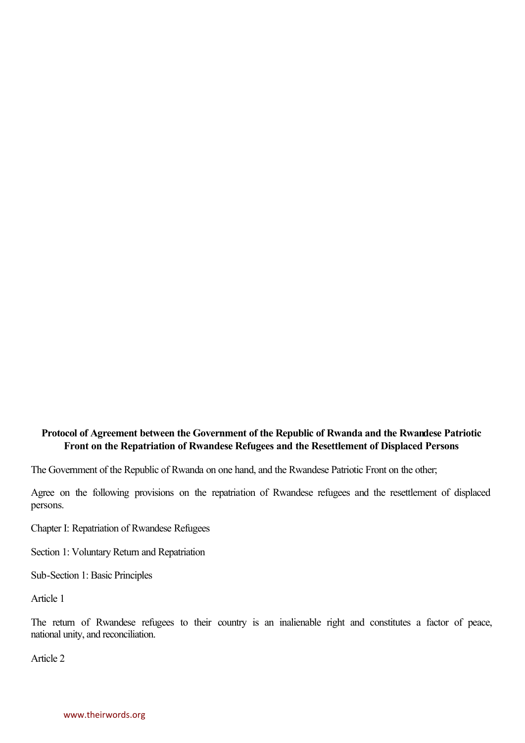**Protocol of Agreement between the Government of the Republic of Rwanda and the Rwandese Patriotic Front on the Repatriation of Rwandese Refugees and the Resettlement of Displaced Persons**

The Government of the Republic of Rwanda on one hand, and the Rwandese Patriotic Front on the other;

Agree on the following provisions on the repatriation of Rwandese refugees and the resettlement of displaced persons.

Chapter I: Repatriation of Rwandese Refugees

Section 1: Voluntary Return and Repatriation

Sub-Section 1: Basic Principles

Article 1

The return of Rwandese refugees to their country is an inalienable right and constitutes a factor of peace, national unity, and reconciliation.

Article 2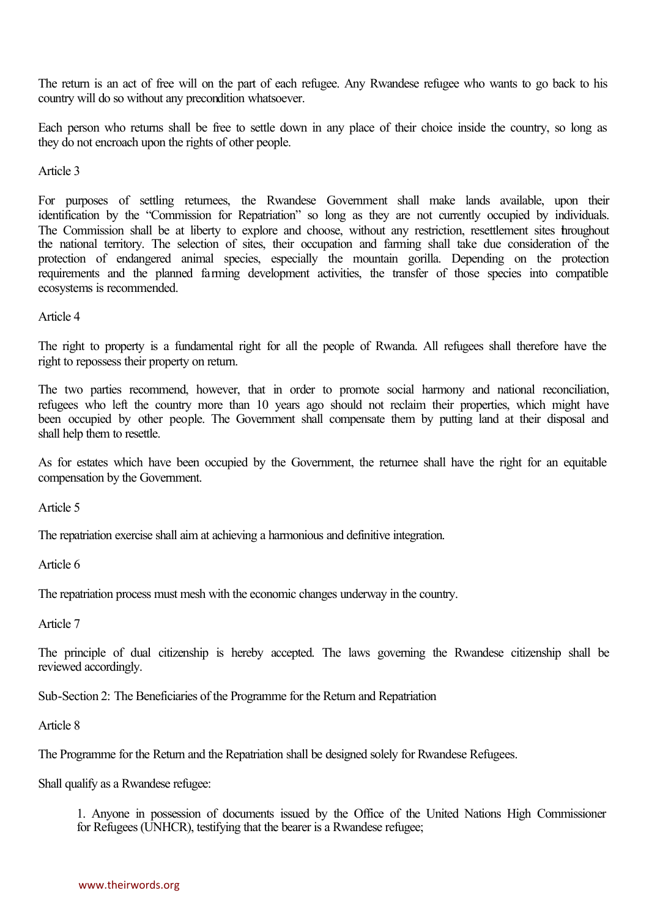The return is an act of free will on the part of each refugee. Any Rwandese refugee who wants to go back to his country will do so without any precondition whatsoever.

Each person who returns shall be free to settle down in any place of their choice inside the country, so long as they do not encroach upon the rights of other people.

Article 3

For purposes of settling returnees, the Rwandese Government shall make lands available, upon their identification by the "Commission for Repatriation" so long as they are not currently occupied by individuals. The Commission shall be at liberty to explore and choose, without any restriction, resettlement sites throughout the national territory. The selection of sites, their occupation and farming shall take due consideration of the protection of endangered animal species, especially the mountain gorilla. Depending on the protection requirements and the planned farming development activities, the transfer of those species into compatible ecosystems is recommended.

Article 4

The right to property is a fundamental right for all the people of Rwanda. All refugees shall therefore have the right to repossess their property on return.

The two parties recommend, however, that in order to promote social harmony and national reconciliation, refugees who left the country more than 10 years ago should not reclaim their properties, which might have been occupied by other people. The Government shall compensate them by putting land at their disposal and shall help them to resettle.

As for estates which have been occupied by the Government, the returnee shall have the right for an equitable compensation by the Government.

Article 5

The repatriation exercise shall aim at achieving a harmonious and definitive integration.

Article 6

The repatriation process must mesh with the economic changes underway in the country.

Article 7

The principle of dual citizenship is hereby accepted. The laws governing the Rwandese citizenship shall be reviewed accordingly.

Sub-Section 2: The Beneficiaries of the Programme for the Return and Repatriation

Article 8

The Programme for the Return and the Repatriation shall be designed solely for Rwandese Refugees.

Shall qualify as a Rwandese refugee:

1. Anyone in possession of documents issued by the Office of the United Nations High Commissioner for Refugees (UNHCR), testifying that the bearer is a Rwandese refugee;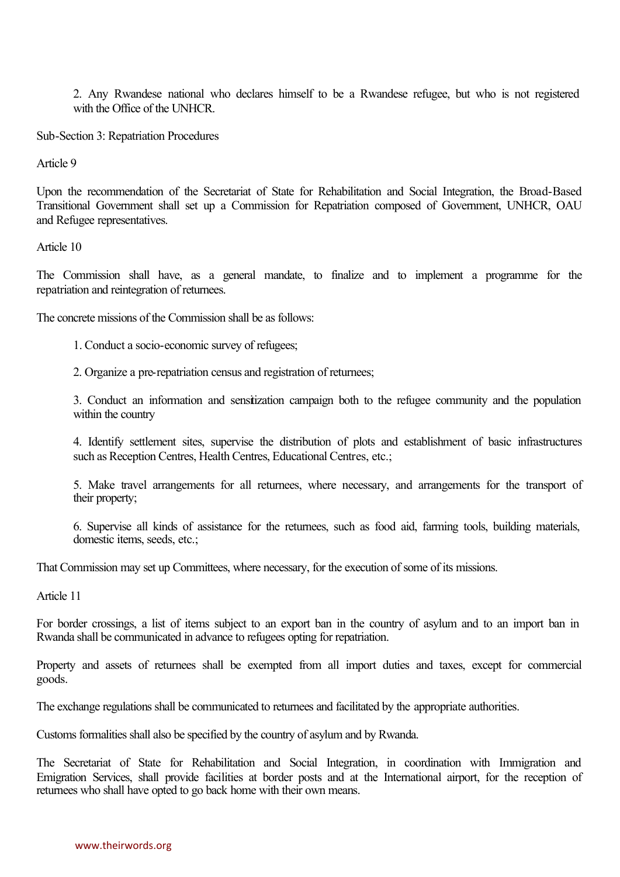2. Any Rwandese national who declares himself to be a Rwandese refugee, but who is not registered with the Office of the UNHCR.

Sub-Section 3: Repatriation Procedures

Article 9

Upon the recommendation of the Secretariat of State for Rehabilitation and Social Integration, the Broad-Based Transitional Government shall set up a Commission for Repatriation composed of Government, UNHCR, OAU and Refugee representatives.

Article 10

The Commission shall have, as a general mandate, to finalize and to implement a programme for the repatriation and reintegration of returnees.

The concrete missions of the Commission shall be as follows:

1. Conduct a socio-economic survey of refugees;

2. Organize a pre-repatriation census and registration of returnees;

3. Conduct an information and sensitization campaign both to the refugee community and the population within the country

4. Identify settlement sites, supervise the distribution of plots and establishment of basic infrastructures such as Reception Centres, Health Centres, Educational Centres, etc.;

5. Make travel arrangements for all returnees, where necessary, and arrangements for the transport of their property;

6. Supervise all kinds of assistance for the returnees, such as food aid, farming tools, building materials, domestic items, seeds, etc.;

That Commission may set up Committees, where necessary, for the execution of some of its missions.

Article 11

For border crossings, a list of items subject to an export ban in the country of asylum and to an import ban in Rwanda shall be communicated in advance to refugees opting for repatriation.

Property and assets of returnees shall be exempted from all import duties and taxes, except for commercial goods.

The exchange regulations shall be communicated to returnees and facilitated by the appropriate authorities.

Customs formalities shall also be specified by the country of asylum and by Rwanda.

The Secretariat of State for Rehabilitation and Social Integration, in coordination with Immigration and Emigration Services, shall provide facilities at border posts and at the International airport, for the reception of returnees who shall have opted to go back home with their own means.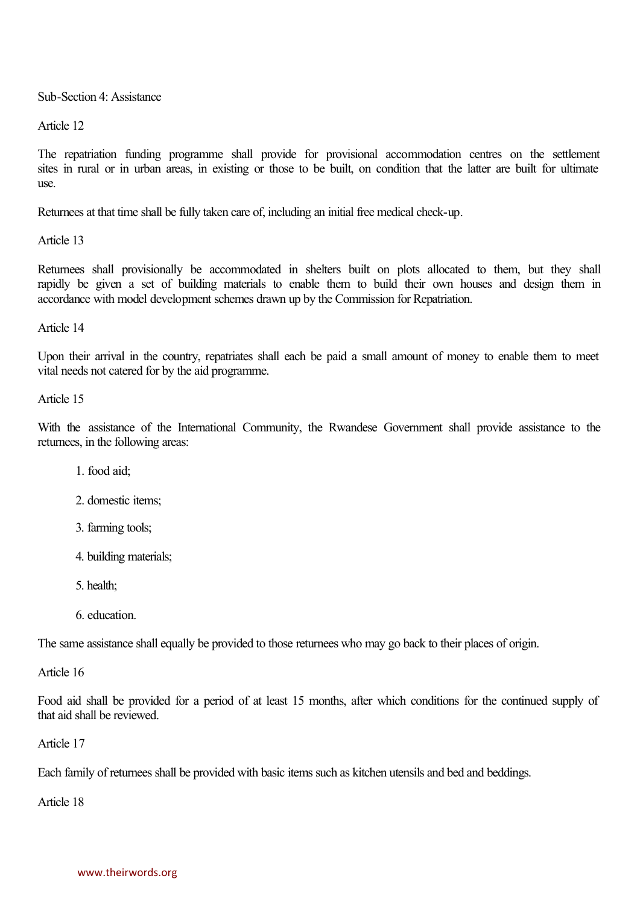Sub-Section 4: Assistance

Article 12

The repatriation funding programme shall provide for provisional accommodation centres on the settlement sites in rural or in urban areas, in existing or those to be built, on condition that the latter are built for ultimate use.

Returnees at that time shall be fully taken care of, including an initial free medical check-up.

Article 13

Returnees shall provisionally be accommodated in shelters built on plots allocated to them, but they shall rapidly be given a set of building materials to enable them to build their own houses and design them in accordance with model development schemes drawn up by the Commission for Repatriation.

Article 14

Upon their arrival in the country, repatriates shall each be paid a small amount of money to enable them to meet vital needs not catered for by the aid programme.

Article 15

With the assistance of the International Community, the Rwandese Government shall provide assistance to the returnees, in the following areas:

1. food aid;
2. domestic items;
3. farming tools;
4. building materials;
5. health;
6. education.

The same assistance shall equally be provided to those returnees who may go back to their places of origin.

Article 16

Food aid shall be provided for a period of at least 15 months, after which conditions for the continued supply of that aid shall be reviewed.

Article 17

Each family of returnees shall be provided with basic items such as kitchen utensils and bed and beddings.

Article 18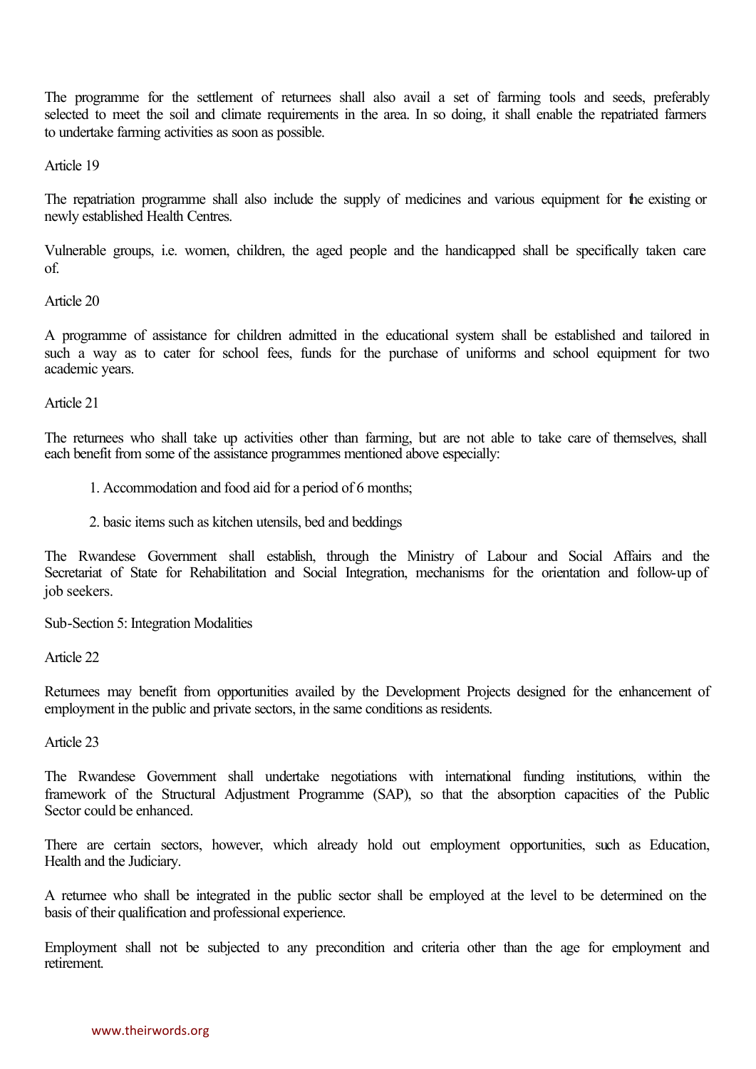The programme for the settlement of returnees shall also avail a set of farming tools and seeds, preferably selected to meet the soil and climate requirements in the area. In so doing, it shall enable the repatriated farmers to undertake farming activities as soon as possible.

Article 19

The repatriation programme shall also include the supply of medicines and various equipment for the existing or newly established Health Centres.

Vulnerable groups, i.e. women, children, the aged people and the handicapped shall be specifically taken care of.

Article 20

A programme of assistance for children admitted in the educational system shall be established and tailored in such a way as to cater for school fees, funds for the purchase of uniforms and school equipment for two academic years.

Article 21

The returnees who shall take up activities other than farming, but are not able to take care of themselves, shall each benefit from some of the assistance programmes mentioned above especially:

1. Accommodation and food aid for a period of 6 months;
2. basic items such as kitchen utensils, bed and beddings

The Rwandese Government shall establish, through the Ministry of Labour and Social Affairs and the Secretariat of State for Rehabilitation and Social Integration, mechanisms for the orientation and follow-up of job seekers.

Sub-Section 5: Integration Modalities

Article 22

Returnees may benefit from opportunities availed by the Development Projects designed for the enhancement of employment in the public and private sectors, in the same conditions as residents.

Article 23

The Rwandese Government shall undertake negotiations with international funding institutions, within the framework of the Structural Adjustment Programme (SAP), so that the absorption capacities of the Public Sector could be enhanced.

There are certain sectors, however, which already hold out employment opportunities, such as Education, Health and the Judiciary.

A returnee who shall be integrated in the public sector shall be employed at the level to be determined on the basis of their qualification and professional experience.

Employment shall not be subjected to any precondition and criteria other than the age for employment and retirement.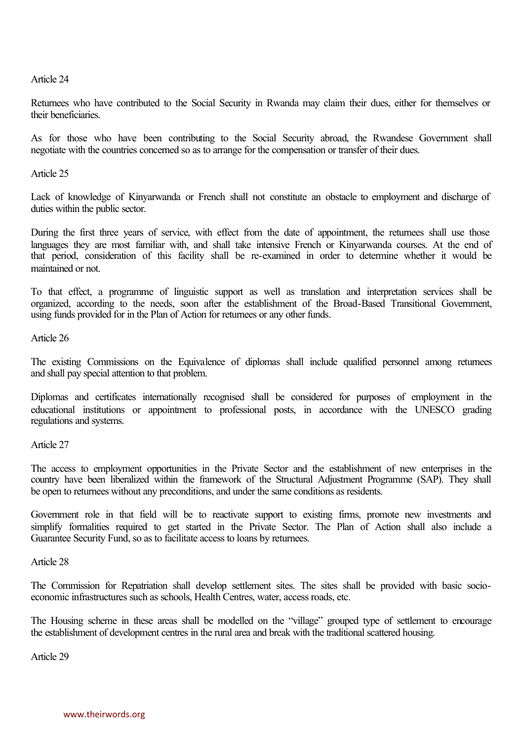Article 24

Returnees who have contributed to the Social Security in Rwanda may claim their dues, either for themselves or their beneficiaries.

As for those who have been contributing to the Social Security abroad, the Rwandese Government shall negotiate with the countries concerned so as to arrange for the compensation or transfer of their dues.

Article 25

Lack of knowledge of Kinyarwanda or French shall not constitute an obstacle to employment and discharge of duties within the public sector.

During the first three years of service, with effect from the date of appointment, the returnees shall use those languages they are most familiar with, and shall take intensive French or Kinyarwanda courses. At the end of that period, consideration of this facility shall be re-examined in order to determine whether it would be maintained or not.

To that effect, a programme of linguistic support as well as translation and interpretation services shall be organized, according to the needs, soon after the establishment of the Broad-Based Transitional Government, using funds provided for in the Plan of Action for returnees or any other funds.

Article 26

The existing Commissions on the Equivalence of diplomas shall include qualified personnel among returnees and shall pay special attention to that problem.

Diplomas and certificates internationally recognised shall be considered for purposes of employment in the educational institutions or appointment to professional posts, in accordance with the UNESCO grading regulations and systems.

Article 27

The access to employment opportunities in the Private Sector and the establishment of new enterprises in the country have been liberalized within the framework of the Structural Adjustment Programme (SAP). They shall be open to returnees without any preconditions, and under the same conditions as residents.

Government role in that field will be to reactivate support to existing firms, promote new investments and simplify formalities required to get started in the Private Sector. The Plan of Action shall also include a Guarantee Security Fund, so as to facilitate access to loans by returnees.

Article 28

The Commission for Repatriation shall develop settlement sites. The sites shall be provided with basic socio-economic infrastructures such as schools, Health Centres, water, access roads, etc.

The Housing scheme in these areas shall be modelled on the "village" grouped type of settlement to encourage the establishment of development centres in the rural area and break with the traditional scattered housing.

Article 29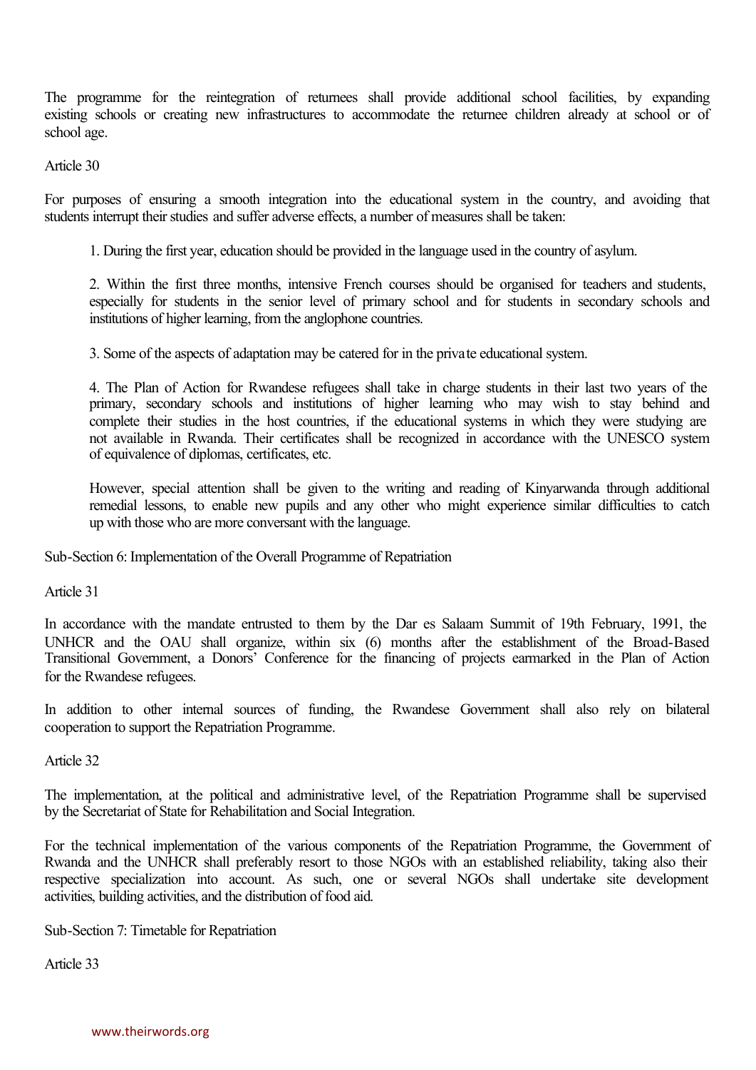The programme for the reintegration of returnees shall provide additional school facilities, by expanding existing schools or creating new infrastructures to accommodate the returnee children already at school or of school age.

Article 30

For purposes of ensuring a smooth integration into the educational system in the country, and avoiding that students interrupt their studies and suffer adverse effects, a number of measures shall be taken:

> 1. During the first year, education should be provided in the language used in the country of asylum.
>
> 2. Within the first three months, intensive French courses should be organised for teachers and students, especially for students in the senior level of primary school and for students in secondary schools and institutions of higher learning, from the anglophone countries.
>
> 3. Some of the aspects of adaptation may be catered for in the private educational system.
>
> 4. The Plan of Action for Rwandese refugees shall take in charge students in their last two years of the primary, secondary schools and institutions of higher learning who may wish to stay behind and complete their studies in the host countries, if the educational systems in which they were studying are not available in Rwanda. Their certificates shall be recognized in accordance with the UNESCO system of equivalence of diplomas, certificates, etc.
>
> However, special attention shall be given to the writing and reading of Kinyarwanda through additional remedial lessons, to enable new pupils and any other who might experience similar difficulties to catch up with those who are more conversant with the language.

Sub-Section 6: Implementation of the Overall Programme of Repatriation

Article 31

In accordance with the mandate entrusted to them by the Dar es Salaam Summit of 19th February, 1991, the UNHCR and the OAU shall organize, within six (6) months after the establishment of the Broad-Based Transitional Government, a Donors' Conference for the financing of projects earmarked in the Plan of Action for the Rwandese refugees.

In addition to other internal sources of funding, the Rwandese Government shall also rely on bilateral cooperation to support the Repatriation Programme.

Article 32

The implementation, at the political and administrative level, of the Repatriation Programme shall be supervised by the Secretariat of State for Rehabilitation and Social Integration.

For the technical implementation of the various components of the Repatriation Programme, the Government of Rwanda and the UNHCR shall preferably resort to those NGOs with an established reliability, taking also their respective specialization into account. As such, one or several NGOs shall undertake site development activities, building activities, and the distribution of food aid.

Sub-Section 7: Timetable for Repatriation

Article 33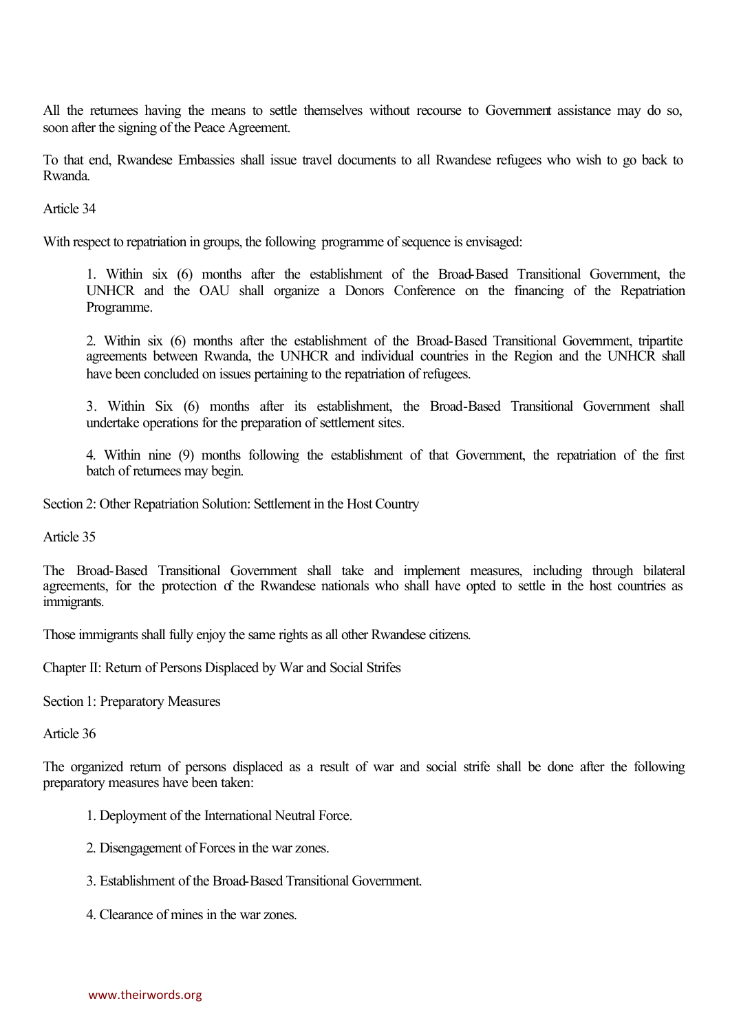All the returnees having the means to settle themselves without recourse to Government assistance may do so, soon after the signing of the Peace Agreement.

To that end, Rwandese Embassies shall issue travel documents to all Rwandese refugees who wish to go back to Rwanda.

Article 34

With respect to repatriation in groups, the following programme of sequence is envisaged:

1. Within six (6) months after the establishment of the Broad-Based Transitional Government, the UNHCR and the OAU shall organize a Donors Conference on the financing of the Repatriation Programme.

2. Within six (6) months after the establishment of the Broad-Based Transitional Government, tripartite agreements between Rwanda, the UNHCR and individual countries in the Region and the UNHCR shall have been concluded on issues pertaining to the repatriation of refugees.

3. Within Six (6) months after its establishment, the Broad-Based Transitional Government shall undertake operations for the preparation of settlement sites.

4. Within nine (9) months following the establishment of that Government, the repatriation of the first batch of returnees may begin.

Section 2: Other Repatriation Solution: Settlement in the Host Country

Article 35

The Broad-Based Transitional Government shall take and implement measures, including through bilateral agreements, for the protection of the Rwandese nationals who shall have opted to settle in the host countries as immigrants.

Those immigrants shall fully enjoy the same rights as all other Rwandese citizens.

Chapter II: Return of Persons Displaced by War and Social Strifes

Section 1: Preparatory Measures

Article 36

The organized return of persons displaced as a result of war and social strife shall be done after the following preparatory measures have been taken:

1. Deployment of the International Neutral Force.

2. Disengagement of Forces in the war zones.

3. Establishment of the Broad-Based Transitional Government.

4. Clearance of mines in the war zones.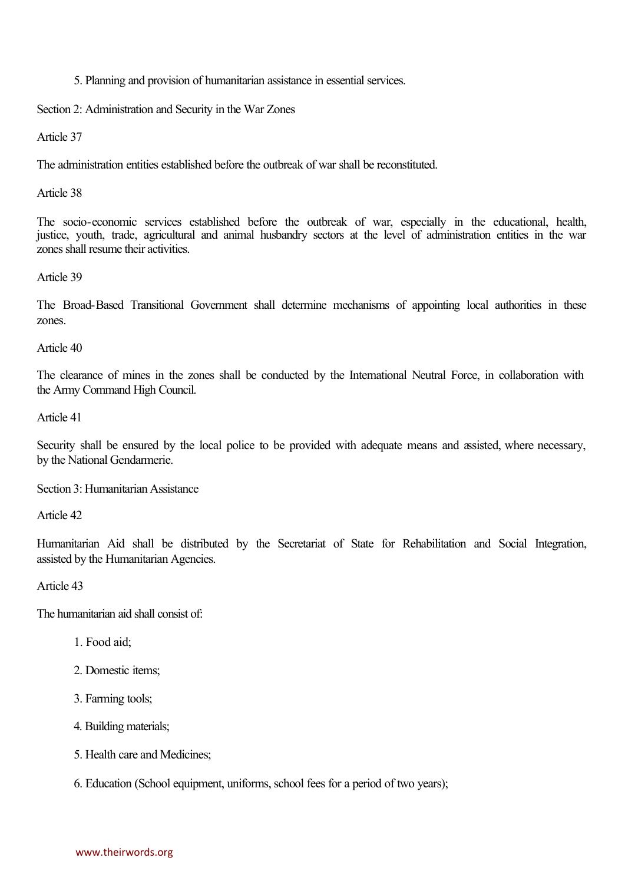5. Planning and provision of humanitarian assistance in essential services.

Section 2: Administration and Security in the War Zones

Article 37

The administration entities established before the outbreak of war shall be reconstituted.

Article 38

The socio-economic services established before the outbreak of war, especially in the educational, health, justice, youth, trade, agricultural and animal husbandry sectors at the level of administration entities in the war zones shall resume their activities.

Article 39

The Broad-Based Transitional Government shall determine mechanisms of appointing local authorities in these zones.

Article 40

The clearance of mines in the zones shall be conducted by the International Neutral Force, in collaboration with the Army Command High Council.

Article 41

Security shall be ensured by the local police to be provided with adequate means and assisted, where necessary, by the National Gendarmerie.

Section 3: Humanitarian Assistance

Article 42

Humanitarian Aid shall be distributed by the Secretariat of State for Rehabilitation and Social Integration, assisted by the Humanitarian Agencies.

Article 43

The humanitarian aid shall consist of:

1. Food aid;
2. Domestic items;
3. Farming tools;
4. Building materials;
5. Health care and Medicines;
6. Education (School equipment, uniforms, school fees for a period of two years);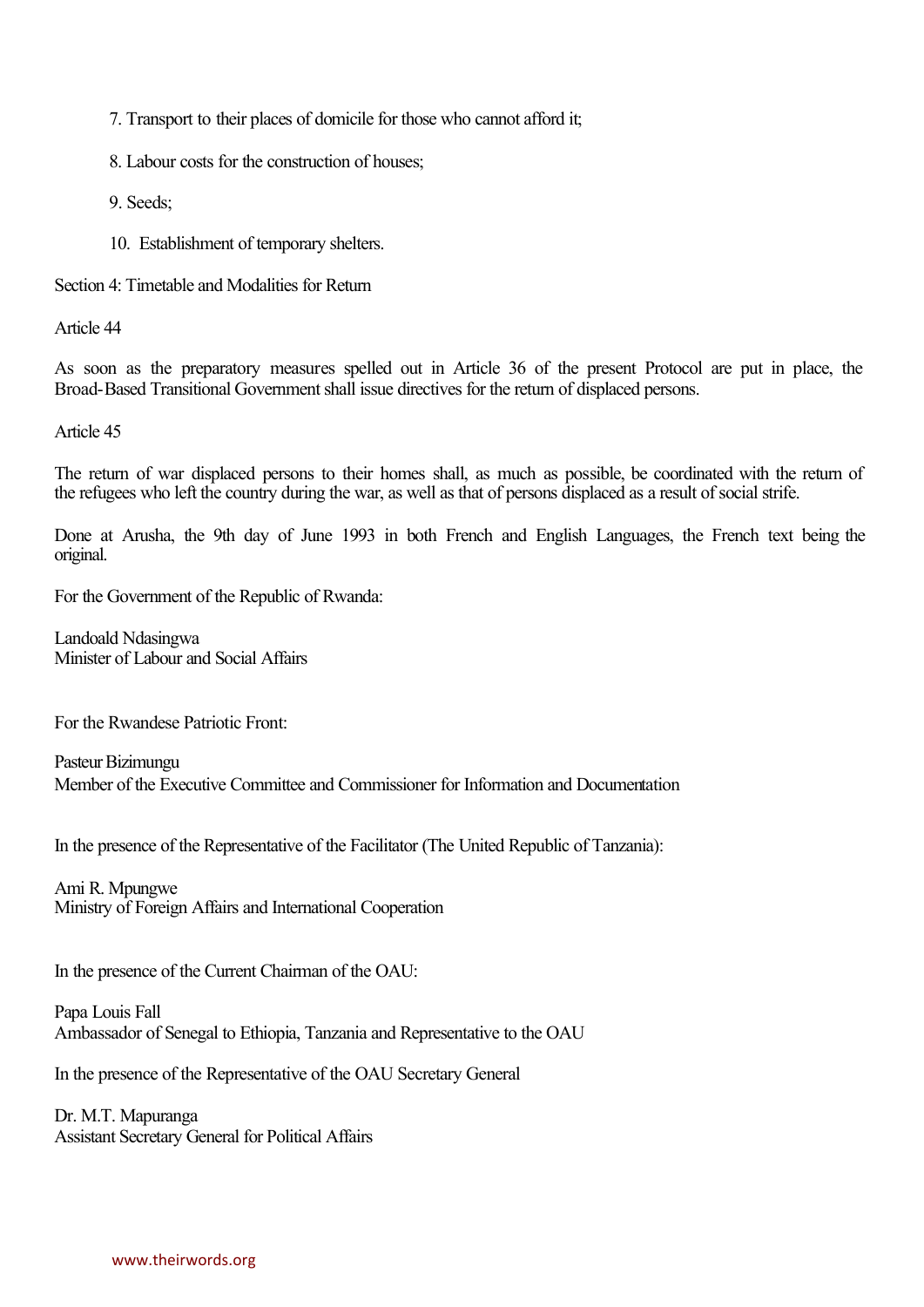7. Transport to their places of domicile for those who cannot afford it;

8. Labour costs for the construction of houses;

9. Seeds;

10. Establishment of temporary shelters.

Section 4: Timetable and Modalities for Return

Article 44

As soon as the preparatory measures spelled out in Article 36 of the present Protocol are put in place, the Broad-Based Transitional Government shall issue directives for the return of displaced persons.

Article 45

The return of war displaced persons to their homes shall, as much as possible, be coordinated with the return of the refugees who left the country during the war, as well as that of persons displaced as a result of social strife.

Done at Arusha, the 9th day of June 1993 in both French and English Languages, the French text being the original.

For the Government of the Republic of Rwanda:

Landoald Ndasingwa
Minister of Labour and Social Affairs

For the Rwandese Patriotic Front:

Pasteur Bizimungu
Member of the Executive Committee and Commissioner for Information and Documentation

In the presence of the Representative of the Facilitator (The United Republic of Tanzania):

Ami R. Mpungwe
Ministry of Foreign Affairs and International Cooperation

In the presence of the Current Chairman of the OAU:

Papa Louis Fall
Ambassador of Senegal to Ethiopia, Tanzania and Representative to the OAU

In the presence of the Representative of the OAU Secretary General

Dr. M.T. Mapuranga
Assistant Secretary General for Political Affairs